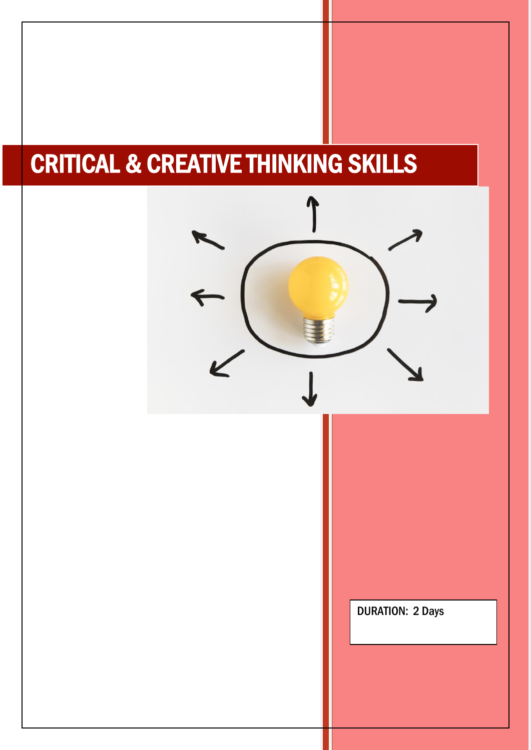# CRITICAL & CREATIVE THINKING SKILLS

DURATION: 2 Days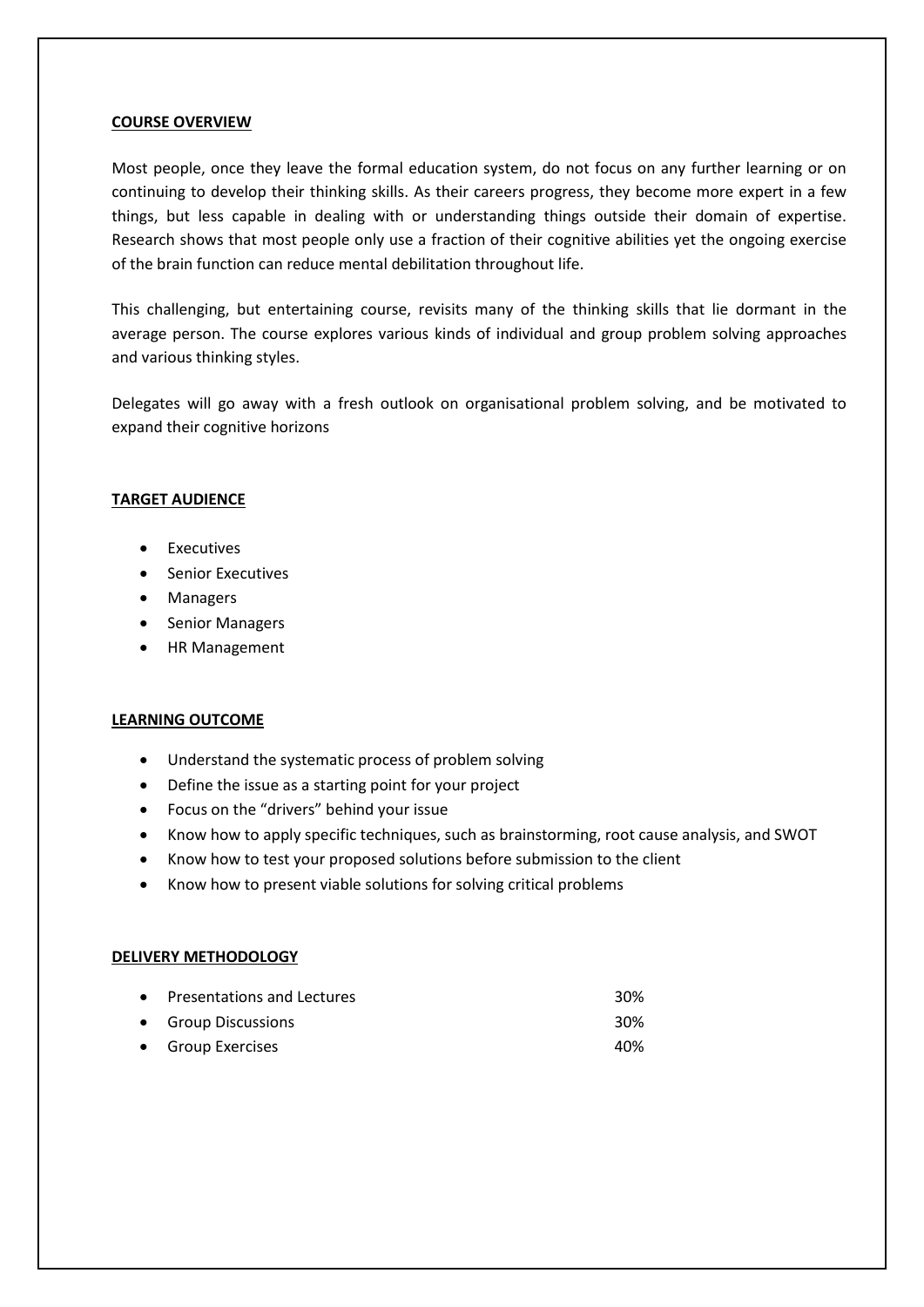## COURSE OVERVIEW

Most people, once they leave the formal education system, do not focus on any further learning or on continuing to develop their thinking skills. As their careers progress, they become more expert in a few things, but less capable in dealing with or understanding things outside their domain of expertise. Research shows that most people only use a fraction of their cognitive abilities yet the ongoing exercise of the brain function can reduce mental debilitation throughout life.

This challenging, but entertaining course, revisits many of the thinking skills that lie dormant in the average person. The course explores various kinds of individual and group problem solving approaches and various thinking styles.

Delegates will go away with a fresh outlook on organisational problem solving, and be motivated to expand their cognitive horizons

## TARGET AUDIENCE

- Executives
- Senior Executives
- Managers
- Senior Managers
- HR Management

## LEARNING OUTCOME

- Understand the systematic process of problem solving
- Define the issue as a starting point for your project
- Focus on the "drivers" behind your issue
- Know how to apply specific techniques, such as brainstorming, root cause analysis, and SWOT
- Know how to test your proposed solutions before submission to the client
- Know how to present viable solutions for solving critical problems

## DELIVERY METHODOLOGY

- Presentations and Lectures 30%
- Group Discussions 30%
- Group Exercises 40%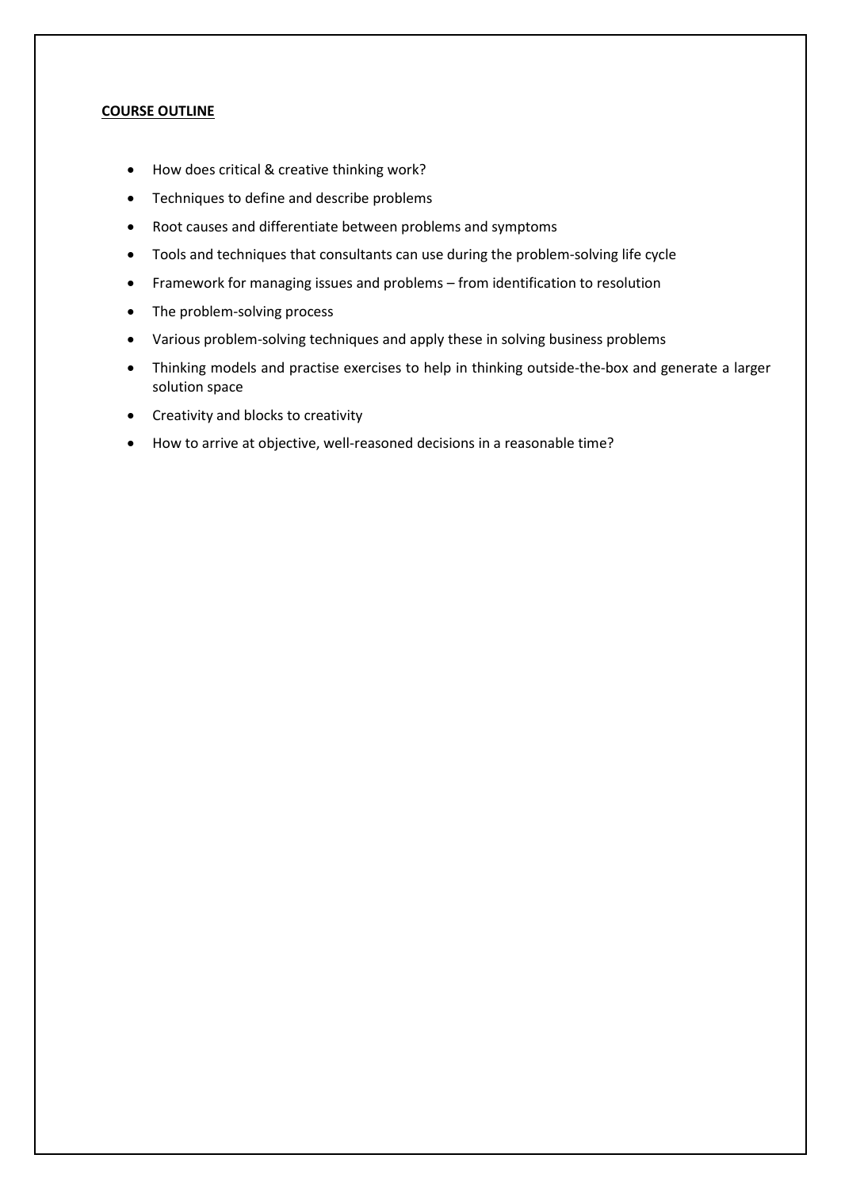**COURSE OUTLINE**

- How does critical & creative thinking work?
- Techniques to define and describe problems
- Root causes and differentiate between problems and symptoms
- Tools and techniques that consultants can use during the problem-solving life cycle
- Framework for managing issues and problems – from identification to resolution
- The problem-solving process
- Various problem-solving techniques and apply these in solving business problems
- Thinking models and practise exercises to help in thinking outside-the-box and generate a larger solution space
- Creativity and blocks to creativity
- How to arrive at objective, well-reasoned decisions in a reasonable time?